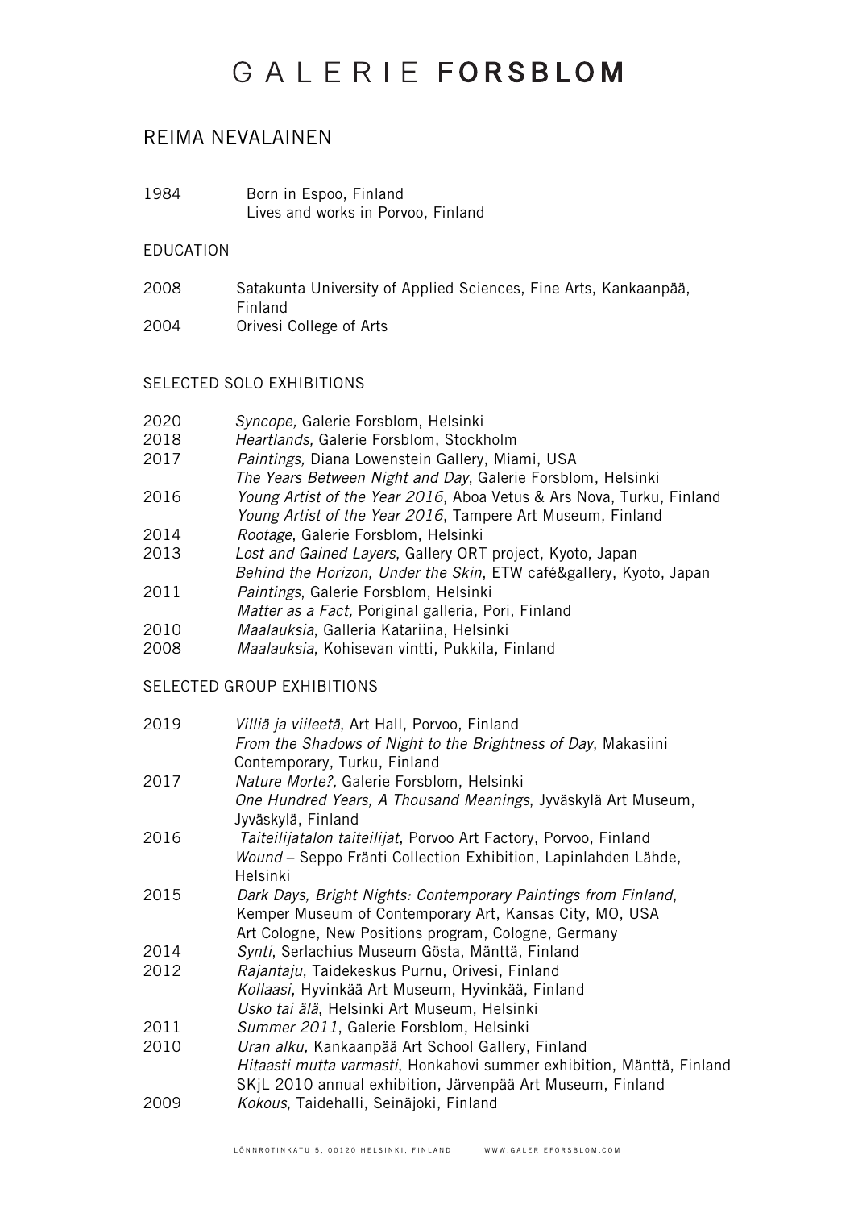// GALERIE FORSBLOM

# REIMA NEVALAINEN

1984 Born in Espoo, Finland
Lives and works in Porvoo, Finland

## EDUCATION

2008 Satakunta University of Applied Sciences, Fine Arts, Kankaanpää, Finland
2004 Orivesi College of Arts

## SELECTED SOLO EXHIBITIONS

2020 *Syncope,* Galerie Forsblom, Helsinki
2018 *Heartlands,* Galerie Forsblom, Stockholm
2017 *Paintings,* Diana Lowenstein Gallery, Miami, USA
*The Years Between Night and Day*, Galerie Forsblom, Helsinki
2016 *Young Artist of the Year 2016*, Aboa Vetus & Ars Nova, Turku, Finland
*Young Artist of the Year 2016*, Tampere Art Museum, Finland
2014 *Rootage*, Galerie Forsblom, Helsinki
2013 *Lost and Gained Layers*, Gallery ORT project, Kyoto, Japan
*Behind the Horizon, Under the Skin*, ETW café&gallery, Kyoto, Japan
2011 *Paintings*, Galerie Forsblom, Helsinki
*Matter as a Fact,* Poriginal galleria, Pori, Finland
2010 *Maalauksia*, Galleria Katariina, Helsinki
2008 *Maalauksia*, Kohisevan vintti, Pukkila, Finland

## SELECTED GROUP EXHIBITIONS

2019 *Villiä ja viileetä*, Art Hall, Porvoo, Finland
*From the Shadows of Night to the Brightness of Day*, Makasiini Contemporary, Turku, Finland
2017 *Nature Morte?,* Galerie Forsblom, Helsinki
*One Hundred Years, A Thousand Meanings*, Jyväskylä Art Museum, Jyväskylä, Finland
2016 *Taiteilijatalon taiteilijat*, Porvoo Art Factory, Porvoo, Finland
*Wound* – Seppo Fränti Collection Exhibition, Lapinlahden Lähde, Helsinki
2015 *Dark Days, Bright Nights: Contemporary Paintings from Finland*, Kemper Museum of Contemporary Art, Kansas City, MO, USA
Art Cologne, New Positions program, Cologne, Germany
2014 *Synti*, Serlachius Museum Gösta, Mänttä, Finland
2012 *Rajantaju*, Taidekeskus Purnu, Orivesi, Finland
*Kollaasi*, Hyvinkää Art Museum, Hyvinkää, Finland
*Usko tai älä*, Helsinki Art Museum, Helsinki
2011 *Summer 2011*, Galerie Forsblom, Helsinki
2010 *Uran alku,* Kankaanpää Art School Gallery, Finland
*Hitaasti mutta varmasti*, Honkahovi summer exhibition, Mänttä, Finland
SKjL 2010 annual exhibition, Järvenpää Art Museum, Finland
2009 *Kokous*, Taidehalli, Seinäjoki, Finland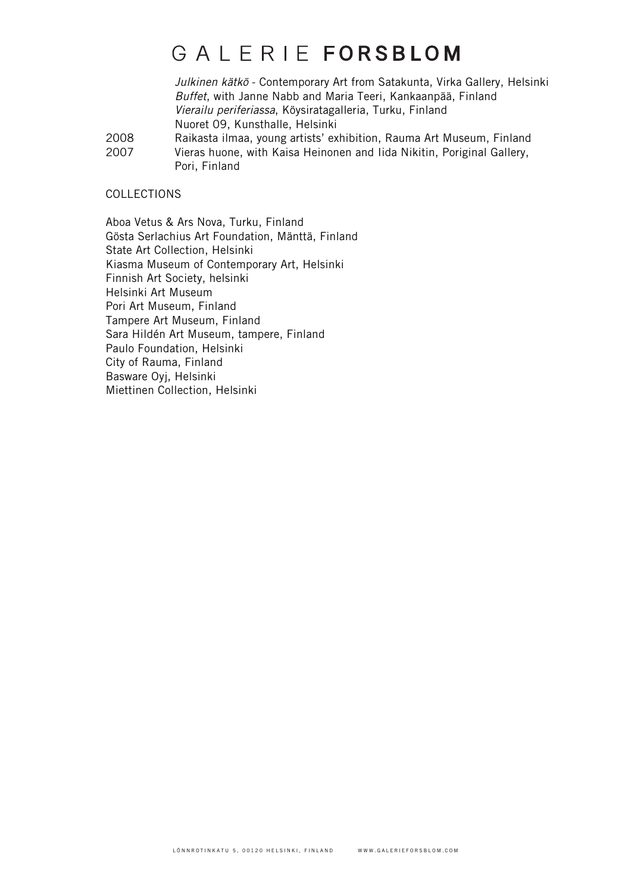*Julkinen kätkö* - Contemporary Art from Satakunta, Virka Gallery, Helsinki
*Buffet*, with Janne Nabb and Maria Teeri, Kankaanpää, Finland
*Vierailu periferiassa*, Köysiratagalleria, Turku, Finland
Nuoret 09, Kunsthalle, Helsinki

2008 Raikasta ilmaa, young artists' exhibition, Rauma Art Museum, Finland

2007 Vieras huone, with Kaisa Heinonen and Iida Nikitin, Poriginal Gallery, Pori, Finland

COLLECTIONS

Aboa Vetus & Ars Nova, Turku, Finland
Gösta Serlachius Art Foundation, Mänttä, Finland
State Art Collection, Helsinki
Kiasma Museum of Contemporary Art, Helsinki
Finnish Art Society, helsinki
Helsinki Art Museum
Pori Art Museum, Finland
Tampere Art Museum, Finland
Sara Hildén Art Museum, tampere, Finland
Paulo Foundation, Helsinki
City of Rauma, Finland
Basware Oyj, Helsinki
Miettinen Collection, Helsinki